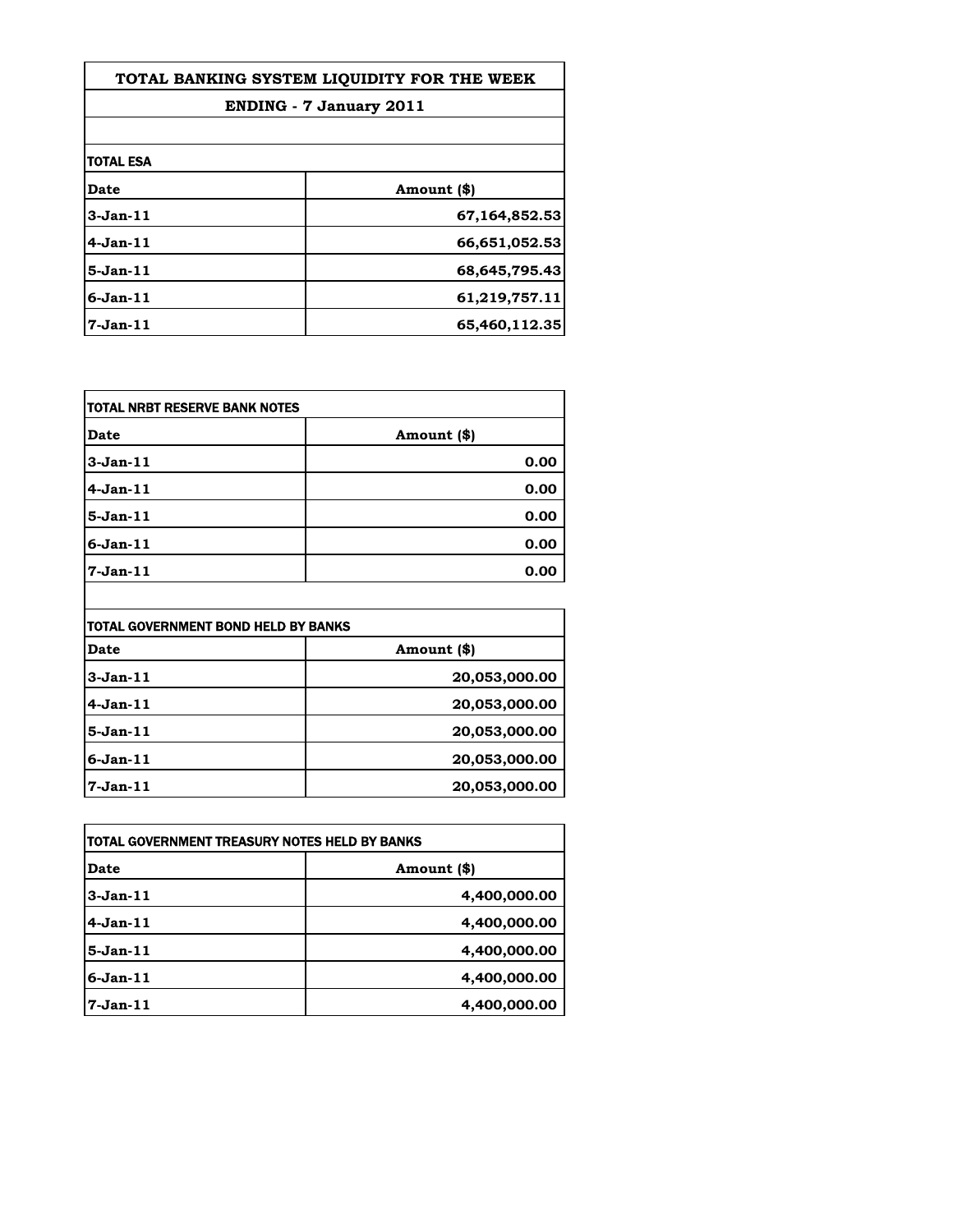# TOTAL BANKING SYSTEM LIQUIDITY FOR THE WEEK

## ENDING - 7 January 2011

| TOTAL ESA | |
|---|---|
| **Date** | **Amount ($)** |
| **3-Jan-11** | **67,164,852.53** |
| **4-Jan-11** | **66,651,052.53** |
| **5-Jan-11** | **68,645,795.43** |
| **6-Jan-11** | **61,219,757.11** |
| **7-Jan-11** | **65,460,112.35** |

| TOTAL NRBT RESERVE BANK NOTES | |
|---|---|
| **Date** | **Amount ($)** |
| **3-Jan-11** | **0.00** |
| **4-Jan-11** | **0.00** |
| **5-Jan-11** | **0.00** |
| **6-Jan-11** | **0.00** |
| **7-Jan-11** | **0.00** |

| TOTAL GOVERNMENT BOND HELD BY BANKS | |
|---|---|
| **Date** | **Amount ($)** |
| **3-Jan-11** | **20,053,000.00** |
| **4-Jan-11** | **20,053,000.00** |
| **5-Jan-11** | **20,053,000.00** |
| **6-Jan-11** | **20,053,000.00** |
| **7-Jan-11** | **20,053,000.00** |

| TOTAL GOVERNMENT TREASURY NOTES HELD BY BANKS | |
|---|---|
| **Date** | **Amount ($)** |
| **3-Jan-11** | **4,400,000.00** |
| **4-Jan-11** | **4,400,000.00** |
| **5-Jan-11** | **4,400,000.00** |
| **6-Jan-11** | **4,400,000.00** |
| **7-Jan-11** | **4,400,000.00** |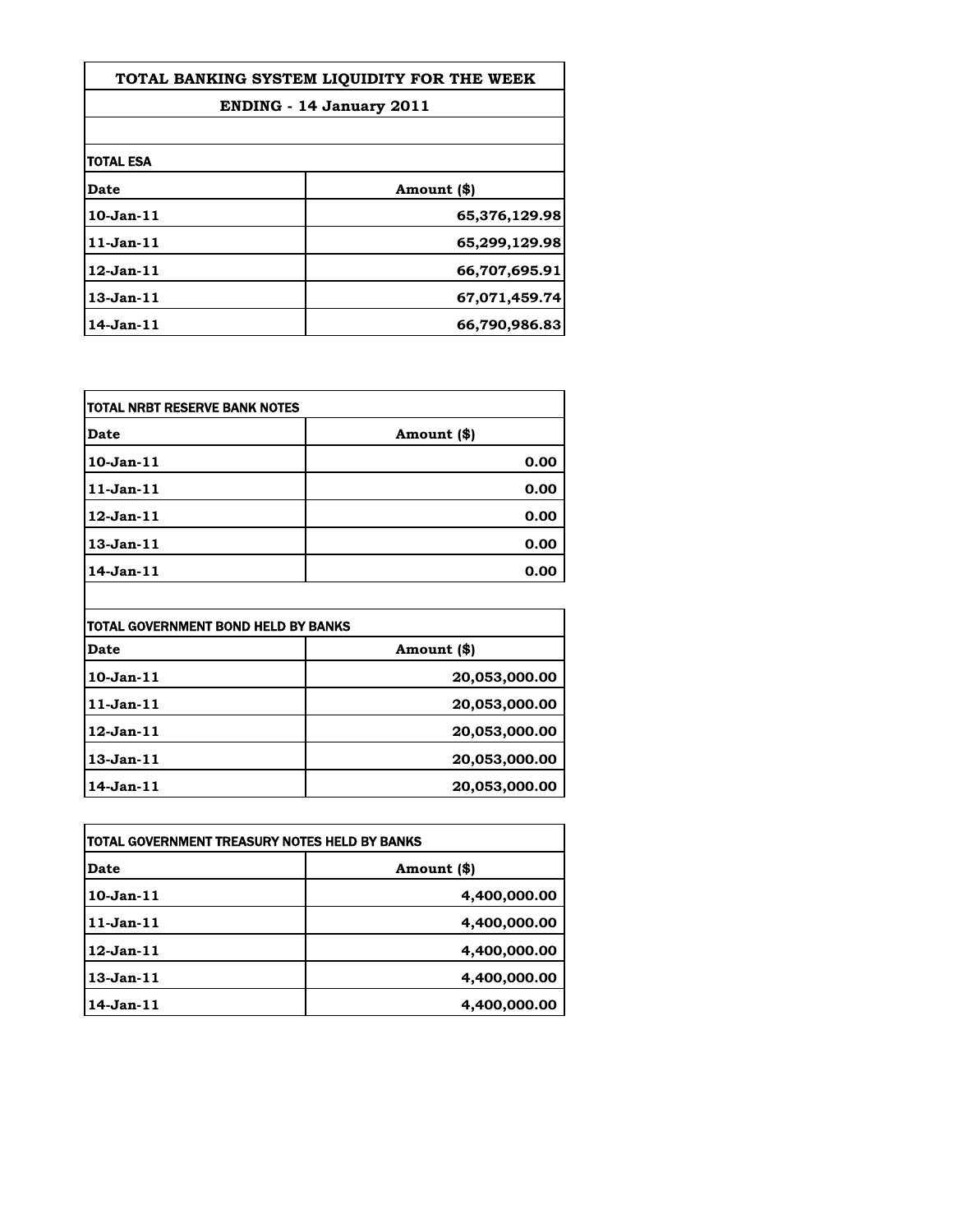# TOTAL BANKING SYSTEM LIQUIDITY FOR THE WEEK

## ENDING - 14 January 2011

**TOTAL ESA**

| Date | Amount ($) |
|---|---|
| 10-Jan-11 | 65,376,129.98 |
| 11-Jan-11 | 65,299,129.98 |
| 12-Jan-11 | 66,707,695.91 |
| 13-Jan-11 | 67,071,459.74 |
| 14-Jan-11 | 66,790,986.83 |

**TOTAL NRBT RESERVE BANK NOTES**

| Date | Amount ($) |
|---|---|
| 10-Jan-11 | 0.00 |
| 11-Jan-11 | 0.00 |
| 12-Jan-11 | 0.00 |
| 13-Jan-11 | 0.00 |
| 14-Jan-11 | 0.00 |

**TOTAL GOVERNMENT BOND HELD BY BANKS**

| Date | Amount ($) |
|---|---|
| 10-Jan-11 | 20,053,000.00 |
| 11-Jan-11 | 20,053,000.00 |
| 12-Jan-11 | 20,053,000.00 |
| 13-Jan-11 | 20,053,000.00 |
| 14-Jan-11 | 20,053,000.00 |

**TOTAL GOVERNMENT TREASURY NOTES HELD BY BANKS**

| Date | Amount ($) |
|---|---|
| 10-Jan-11 | 4,400,000.00 |
| 11-Jan-11 | 4,400,000.00 |
| 12-Jan-11 | 4,400,000.00 |
| 13-Jan-11 | 4,400,000.00 |
| 14-Jan-11 | 4,400,000.00 |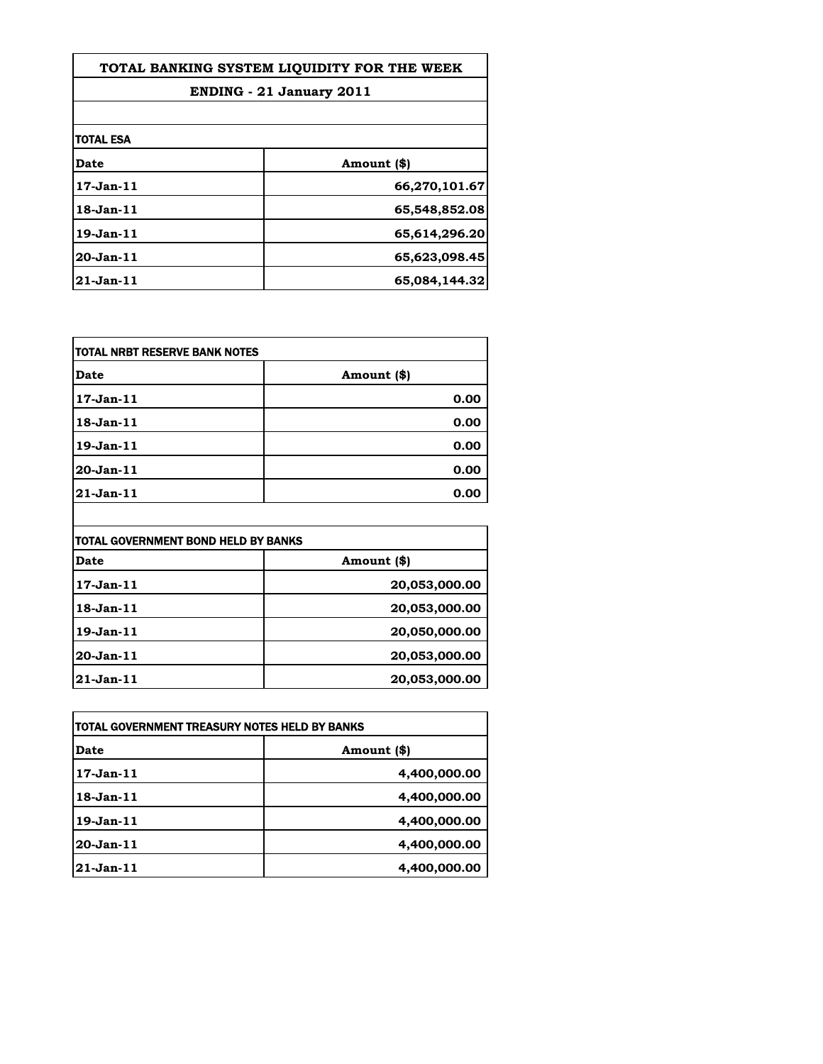# TOTAL BANKING SYSTEM LIQUIDITY FOR THE WEEK

## ENDING - 21 January 2011

**TOTAL ESA**

| Date | Amount ($) |
| --- | --- |
| 17-Jan-11 | 66,270,101.67 |
| 18-Jan-11 | 65,548,852.08 |
| 19-Jan-11 | 65,614,296.20 |
| 20-Jan-11 | 65,623,098.45 |
| 21-Jan-11 | 65,084,144.32 |

**TOTAL NRBT RESERVE BANK NOTES**

| Date | Amount ($) |
| --- | --- |
| 17-Jan-11 | 0.00 |
| 18-Jan-11 | 0.00 |
| 19-Jan-11 | 0.00 |
| 20-Jan-11 | 0.00 |
| 21-Jan-11 | 0.00 |

**TOTAL GOVERNMENT BOND HELD BY BANKS**

| Date | Amount ($) |
| --- | --- |
| 17-Jan-11 | 20,053,000.00 |
| 18-Jan-11 | 20,053,000.00 |
| 19-Jan-11 | 20,050,000.00 |
| 20-Jan-11 | 20,053,000.00 |
| 21-Jan-11 | 20,053,000.00 |

**TOTAL GOVERNMENT TREASURY NOTES HELD BY BANKS**

| Date | Amount ($) |
| --- | --- |
| 17-Jan-11 | 4,400,000.00 |
| 18-Jan-11 | 4,400,000.00 |
| 19-Jan-11 | 4,400,000.00 |
| 20-Jan-11 | 4,400,000.00 |
| 21-Jan-11 | 4,400,000.00 |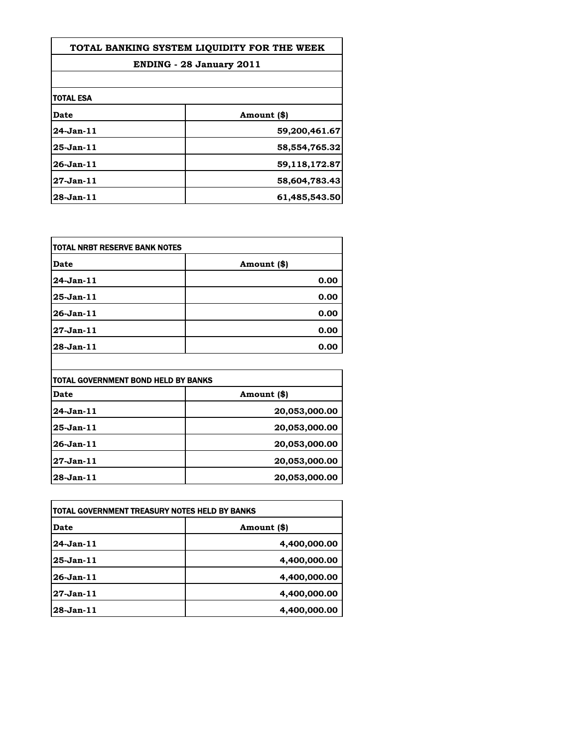# TOTAL BANKING SYSTEM LIQUIDITY FOR THE WEEK

## ENDING - 28 January 2011

**TOTAL ESA**

| Date | Amount ($) |
|---|---|
| 24-Jan-11 | 59,200,461.67 |
| 25-Jan-11 | 58,554,765.32 |
| 26-Jan-11 | 59,118,172.87 |
| 27-Jan-11 | 58,604,783.43 |
| 28-Jan-11 | 61,485,543.50 |

**TOTAL NRBT RESERVE BANK NOTES**

| Date | Amount ($) |
|---|---|
| 24-Jan-11 | 0.00 |
| 25-Jan-11 | 0.00 |
| 26-Jan-11 | 0.00 |
| 27-Jan-11 | 0.00 |
| 28-Jan-11 | 0.00 |

**TOTAL GOVERNMENT BOND HELD BY BANKS**

| Date | Amount ($) |
|---|---|
| 24-Jan-11 | 20,053,000.00 |
| 25-Jan-11 | 20,053,000.00 |
| 26-Jan-11 | 20,053,000.00 |
| 27-Jan-11 | 20,053,000.00 |
| 28-Jan-11 | 20,053,000.00 |

**TOTAL GOVERNMENT TREASURY NOTES HELD BY BANKS**

| Date | Amount ($) |
|---|---|
| 24-Jan-11 | 4,400,000.00 |
| 25-Jan-11 | 4,400,000.00 |
| 26-Jan-11 | 4,400,000.00 |
| 27-Jan-11 | 4,400,000.00 |
| 28-Jan-11 | 4,400,000.00 |